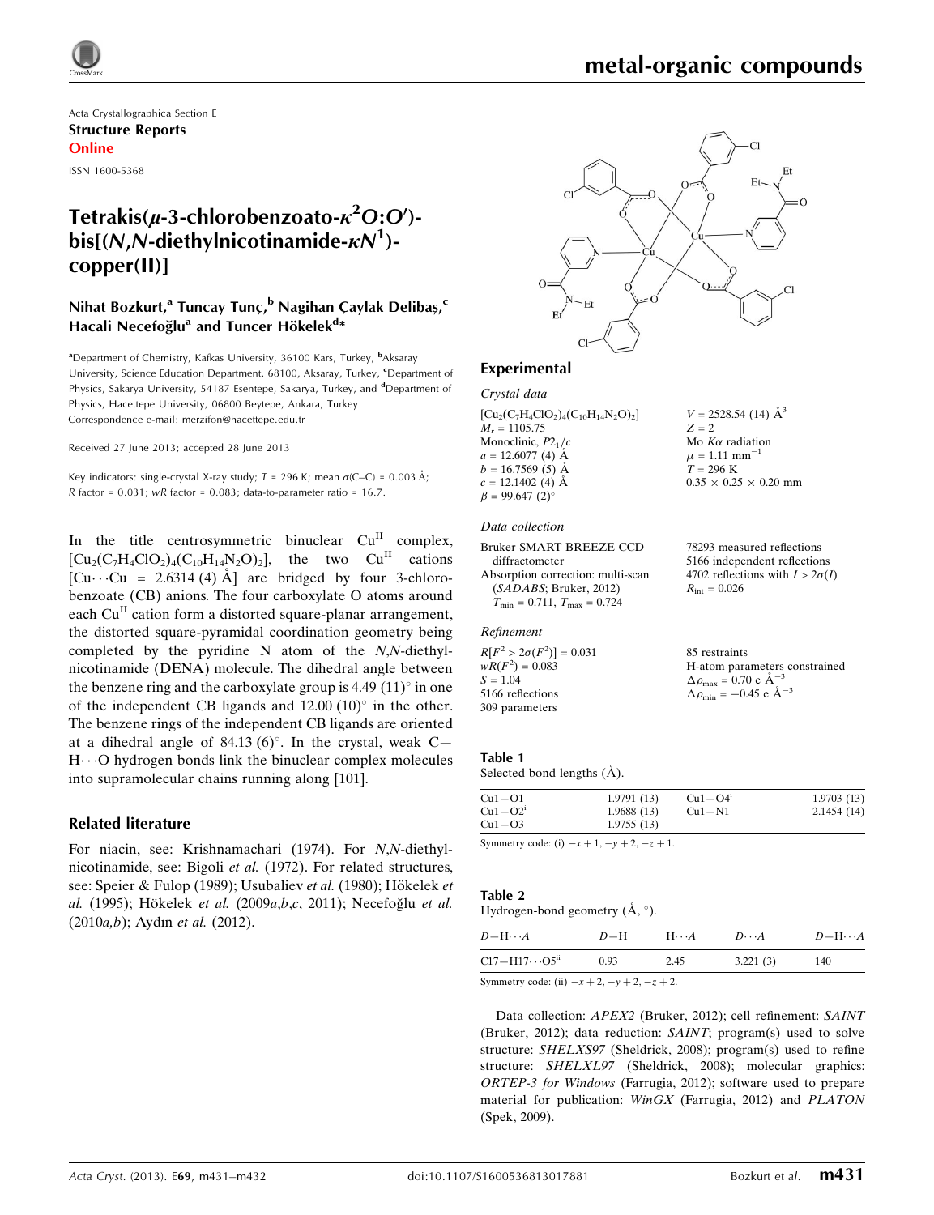Acta Crystallographica Section E
**Structure Reports**
**Online**

ISSN 1600-5368

# Tetrakis(μ-3-chlorobenzoato-κ²O:O′)-bis[(N,N-diethylnicotinamide-κN¹)-copper(II)]

**Nihat Bozkurt,[a] Tuncay Tunç,[b] Nagihan Çaylak Delibaş,[c] Hacali Necefoğlu[a] and Tuncer Hökelek[d]***

[a]Department of Chemistry, Kafkas University, 36100 Kars, Turkey, [b]Aksaray University, Science Education Department, 68100, Aksaray, Turkey, [c]Department of Physics, Sakarya University, 54187 Esentepe, Sakarya, Turkey, and [d]Department of Physics, Hacettepe University, 06800 Beytepe, Ankara, Turkey
Correspondence e-mail: merzifon@hacettepe.edu.tr

Received 27 June 2013; accepted 28 June 2013

Key indicators: single-crystal X-ray study; $T$ = 296 K; mean $\sigma$(C–C) = 0.003 Å; $R$ factor = 0.031; $wR$ factor = 0.083; data-to-parameter ratio = 16.7.

In the title centrosymmetric binuclear $Cu^{II}$ complex, $[Cu_2(C_7H_4ClO_2)_4(C_{10}H_{14}N_2O)_2]$, the two $Cu^{II}$ cations [Cu···Cu = 2.6314 (4) Å] are bridged by four 3-chlorobenzoate (CB) anions. The four carboxylate O atoms around each $Cu^{II}$ cation form a distorted square-planar arrangement, the distorted square-pyramidal coordination geometry being completed by the pyridine N atom of the *N*,*N*-diethylnicotinamide (DENA) molecule. The dihedral angle between the benzene ring and the carboxylate group is 4.49 (11)° in one of the independent CB ligands and 12.00 (10)° in the other. The benzene rings of the independent CB ligands are oriented at a dihedral angle of 84.13 (6)°. In the crystal, weak C—H···O hydrogen bonds link the binuclear complex molecules into supramolecular chains running along [101].

## Related literature

For niacin, see: Krishnamachari (1974). For *N*,*N*-diethylnicotinamide, see: Bigoli *et al.* (1972). For related structures, see: Speier & Fulop (1989); Usubaliev *et al.* (1980); Hökelek *et al.* (1995); Hökelek *et al.* (2009*a*,*b*,*c*, 2011); Necefoğlu *et al.* (2010*a*,*b*); Aydın *et al.* (2012).

## Experimental

### Crystal data

$[Cu_2(C_7H_4ClO_2)_4(C_{10}H_{14}N_2O)_2]$
$M_r$ = 1105.75
Monoclinic, $P2_1/c$
$a$ = 12.6077 (4) Å
$b$ = 16.7569 (5) Å
$c$ = 12.1402 (4) Å
$\beta$ = 99.647 (2)°
$V$ = 2528.54 (14) Å³
$Z$ = 2
Mo $K\alpha$ radiation
$\mu$ = 1.11 mm⁻¹
$T$ = 296 K
0.35 × 0.25 × 0.20 mm

### Data collection

Bruker SMART BREEZE CCD diffractometer
Absorption correction: multi-scan (*SADABS*; Bruker, 2012)
$T_{min}$ = 0.711, $T_{max}$ = 0.724
78293 measured reflections
5166 independent reflections
4702 reflections with $I > 2\sigma(I)$
$R_{int}$ = 0.026

### Refinement

$R[F^2 > 2\sigma(F^2)]$ = 0.031
$wR(F^2)$ = 0.083
$S$ = 1.04
5166 reflections
309 parameters
85 restraints
H-atom parameters constrained
$\Delta\rho_{max}$ = 0.70 e Å⁻³
$\Delta\rho_{min}$ = −0.45 e Å⁻³

**Table 1**
Selected bond lengths (Å).

| | | | |
|---|---|---|---|
| Cu1—O1 | 1.9791 (13) | Cu1—O4ⁱ | 1.9703 (13) |
| Cu1—O2ⁱ | 1.9688 (13) | Cu1—N1 | 2.1454 (14) |
| Cu1—O3 | 1.9755 (13) | | |

Symmetry code: (i) −x + 1, −y + 2, −z + 1.

**Table 2**
Hydrogen-bond geometry (Å, °).

| D—H···A | D—H | H···A | D···A | D—H···A |
|---|---|---|---|---|
| C17—H17···O5ⁱⁱ | 0.93 | 2.45 | 3.221 (3) | 140 |

Symmetry code: (ii) −x + 2, −y + 2, −z + 2.

Data collection: *APEX2* (Bruker, 2012); cell refinement: *SAINT* (Bruker, 2012); data reduction: *SAINT*; program(s) used to solve structure: *SHELXS97* (Sheldrick, 2008); program(s) used to refine structure: *SHELXL97* (Sheldrick, 2008); molecular graphics: *ORTEP-3 for Windows* (Farrugia, 2012); software used to prepare material for publication: *WinGX* (Farrugia, 2012) and *PLATON* (Spek, 2009).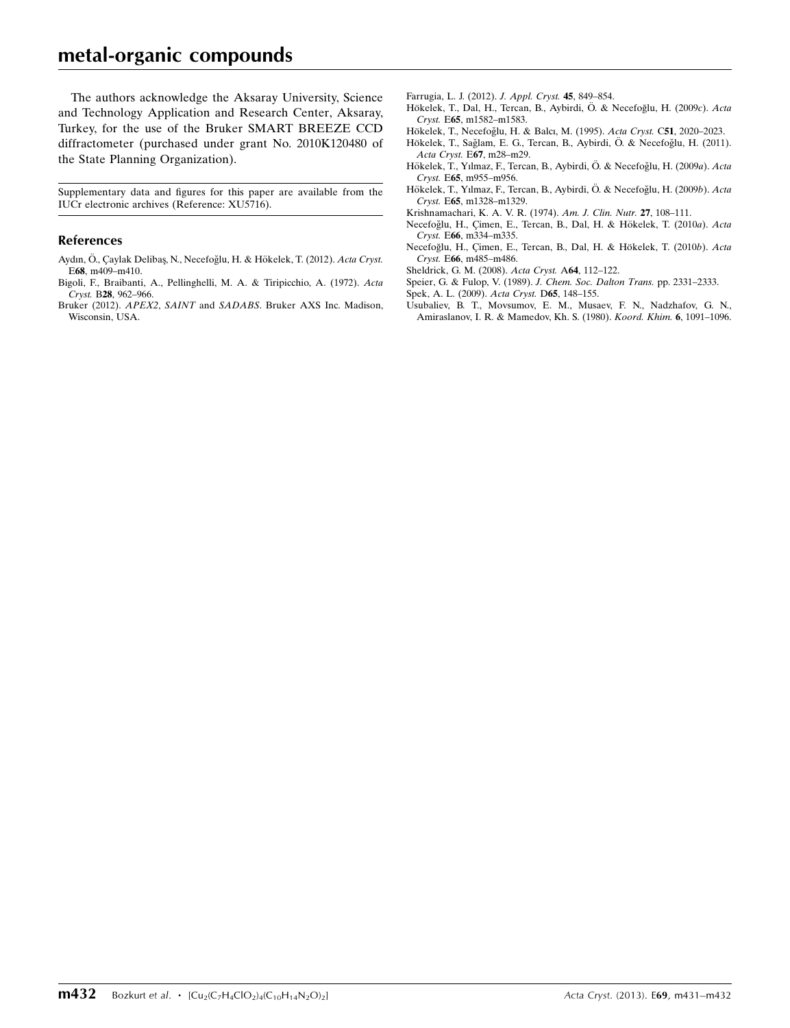The authors acknowledge the Aksaray University, Science and Technology Application and Research Center, Aksaray, Turkey, for the use of the Bruker SMART BREEZE CCD diffractometer (purchased under grant No. 2010K120480 of the State Planning Organization).

Supplementary data and figures for this paper are available from the IUCr electronic archives (Reference: XU5716).

## References

Aydın, Ö., Çaylak Delibaş, N., Necefoğlu, H. & Hökelek, T. (2012). *Acta Cryst.* E**68**, m409–m410.

Bigoli, F., Braibanti, A., Pellinghelli, M. A. & Tiripicchio, A. (1972). *Acta Cryst.* B**28**, 962–966.

Bruker (2012). *APEX2*, *SAINT* and *SADABS*. Bruker AXS Inc. Madison, Wisconsin, USA.

Farrugia, L. J. (2012). *J. Appl. Cryst.* **45**, 849–854.

Hökelek, T., Dal, H., Tercan, B., Aybirdi, Ö. & Necefoğlu, H. (2009*c*). *Acta Cryst.* E**65**, m1582–m1583.

Hökelek, T., Necefoğlu, H. & Balcı, M. (1995). *Acta Cryst.* C**51**, 2020–2023.

Hökelek, T., Sağlam, E. G., Tercan, B., Aybirdi, Ö. & Necefoğlu, H. (2011). *Acta Cryst.* E**67**, m28–m29.

Hökelek, T., Yılmaz, F., Tercan, B., Aybirdi, Ö. & Necefoğlu, H. (2009*a*). *Acta Cryst.* E**65**, m955–m956.

Hökelek, T., Yılmaz, F., Tercan, B., Aybirdi, Ö. & Necefoğlu, H. (2009*b*). *Acta Cryst.* E**65**, m1328–m1329.

Krishnamachari, K. A. V. R. (1974). *Am. J. Clin. Nutr.* **27**, 108–111.

Necefoğlu, H., Çimen, E., Tercan, B., Dal, H. & Hökelek, T. (2010*a*). *Acta Cryst.* E**66**, m334–m335.

Necefoğlu, H., Çimen, E., Tercan, B., Dal, H. & Hökelek, T. (2010*b*). *Acta Cryst.* E**66**, m485–m486.

Sheldrick, G. M. (2008). *Acta Cryst.* A**64**, 112–122.

Speier, G. & Fulop, V. (1989). *J. Chem. Soc. Dalton Trans.* pp. 2331–2333.

Spek, A. L. (2009). *Acta Cryst.* D**65**, 148–155.

Usubaliev, B. T., Movsumov, E. M., Musaev, F. N., Nadzhafov, G. N., Amiraslanov, I. R. & Mamedov, Kh. S. (1980). *Koord. Khim.* **6**, 1091–1096.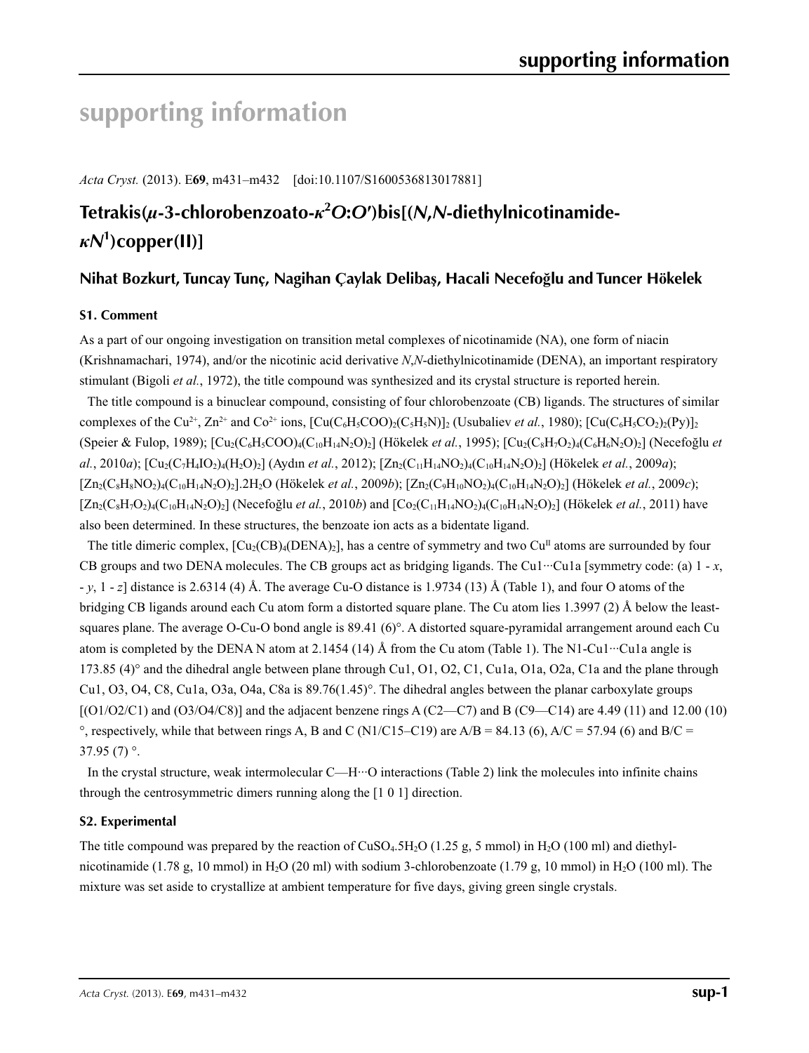# supporting information

*Acta Cryst.* (2013). E**69**, m431–m432 [doi:10.1107/S1600536813017881]

## Tetrakis($\mu$-3-chlorobenzoato-$\kappa^2O$:$O'$)bis[(*N*,*N*-diethylnicotinamide-$\kappa N^1$)copper(II)]

### Nihat Bozkurt, Tuncay Tunç, Nagihan Çaylak Delibaş, Hacali Necefoğlu and Tuncer Hökelek

### S1. Comment

As a part of our ongoing investigation on transition metal complexes of nicotinamide (NA), one form of niacin (Krishnamachari, 1974), and/or the nicotinic acid derivative *N*,*N*-diethylnicotinamide (DENA), an important respiratory stimulant (Bigoli *et al.*, 1972), the title compound was synthesized and its crystal structure is reported herein.

The title compound is a binuclear compound, consisting of four chlorobenzoate (CB) ligands. The structures of similar complexes of the $Cu^{2+}$, $Zn^{2+}$ and $Co^{2+}$ ions, $[Cu(C_6H_5COO)_2(C_5H_5N)]_2$ (Usubaliev *et al.*, 1980); $[Cu(C_6H_5CO_2)_2(Py)]_2$ (Speier & Fulop, 1989); $[Cu_2(C_6H_5COO)_4(C_{10}H_{14}N_2O)_2]$ (Hökelek *et al.*, 1995); $[Cu_2(C_8H_7O_2)_4(C_6H_6N_2O)_2]$ (Necefoğlu *et al.*, 2010*a*); $[Cu_2(C_7H_4IO_2)_4(H_2O)_2]$ (Aydın *et al.*, 2012); $[Zn_2(C_{11}H_{14}NO_2)_4(C_{10}H_{14}N_2O)_2]$ (Hökelek *et al.*, 2009*a*); $[Zn_2(C_8H_8NO_2)_4(C_{10}H_{14}N_2O)_2].2H_2O$ (Hökelek *et al.*, 2009*b*); $[Zn_2(C_9H_{10}NO_2)_4(C_{10}H_{14}N_2O)_2]$ (Hökelek *et al.*, 2009*c*); $[Zn_2(C_8H_7O_2)_4(C_{10}H_{14}N_2O)_2]$ (Necefoğlu *et al.*, 2010*b*) and $[Co_2(C_{11}H_{14}NO_2)_4(C_{10}H_{14}N_2O)_2]$ (Hökelek *et al.*, 2011) have also been determined. In these structures, the benzoate ion acts as a bidentate ligand.

The title dimeric complex, $[Cu_2(CB)_4(DENA)_2]$, has a centre of symmetry and two $Cu^{II}$ atoms are surrounded by four CB groups and two DENA molecules. The CB groups act as bridging ligands. The Cu1···Cu1a [symmetry code: (a) 1 - *x*, - *y*, 1 - *z*] distance is 2.6314 (4) Å. The average Cu-O distance is 1.9734 (13) Å (Table 1), and four O atoms of the bridging CB ligands around each Cu atom form a distorted square plane. The Cu atom lies 1.3997 (2) Å below the least-squares plane. The average O-Cu-O bond angle is 89.41 (6)°. A distorted square-pyramidal arrangement around each Cu atom is completed by the DENA N atom at 2.1454 (14) Å from the Cu atom (Table 1). The N1-Cu1···Cu1a angle is 173.85 (4)° and the dihedral angle between plane through Cu1, O1, O2, C1, Cu1a, O1a, O2a, C1a and the plane through Cu1, O3, O4, C8, Cu1a, O3a, O4a, C8a is 89.76(1.45)°. The dihedral angles between the planar carboxylate groups [(O1/O2/C1) and (O3/O4/C8)] and the adjacent benzene rings A (C2—C7) and B (C9—C14) are 4.49 (11) and 12.00 (10) °, respectively, while that between rings A, B and C (N1/C15–C19) are A/B = 84.13 (6), A/C = 57.94 (6) and B/C = 37.95 (7) °.

In the crystal structure, weak intermolecular C—H···O interactions (Table 2) link the molecules into infinite chains through the centrosymmetric dimers running along the [1 0 1] direction.

### S2. Experimental

The title compound was prepared by the reaction of $CuSO_4.5H_2O$ (1.25 g, 5 mmol) in $H_2O$ (100 ml) and diethylnicotinamide (1.78 g, 10 mmol) in $H_2O$ (20 ml) with sodium 3-chlorobenzoate (1.79 g, 10 mmol) in $H_2O$ (100 ml). The mixture was set aside to crystallize at ambient temperature for five days, giving green single crystals.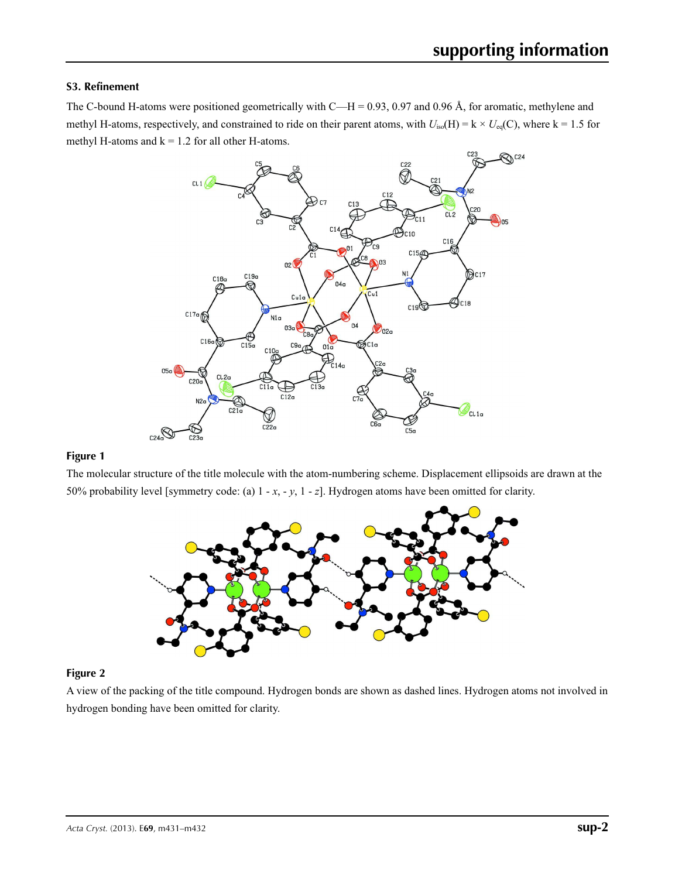### S3. Refinement

The C-bound H-atoms were positioned geometrically with C—H = 0.93, 0.97 and 0.96 Å, for aromatic, methylene and methyl H-atoms, respectively, and constrained to ride on their parent atoms, with $U_{iso}(H) = k \times U_{eq}(C)$, where k = 1.5 for methyl H-atoms and k = 1.2 for all other H-atoms.

**Figure 1**

The molecular structure of the title molecule with the atom-numbering scheme. Displacement ellipsoids are drawn at the 50% probability level [symmetry code: (a) 1 - *x*, - *y*, 1 - *z*]. Hydrogen atoms have been omitted for clarity.

**Figure 2**

A view of the packing of the title compound. Hydrogen bonds are shown as dashed lines. Hydrogen atoms not involved in hydrogen bonding have been omitted for clarity.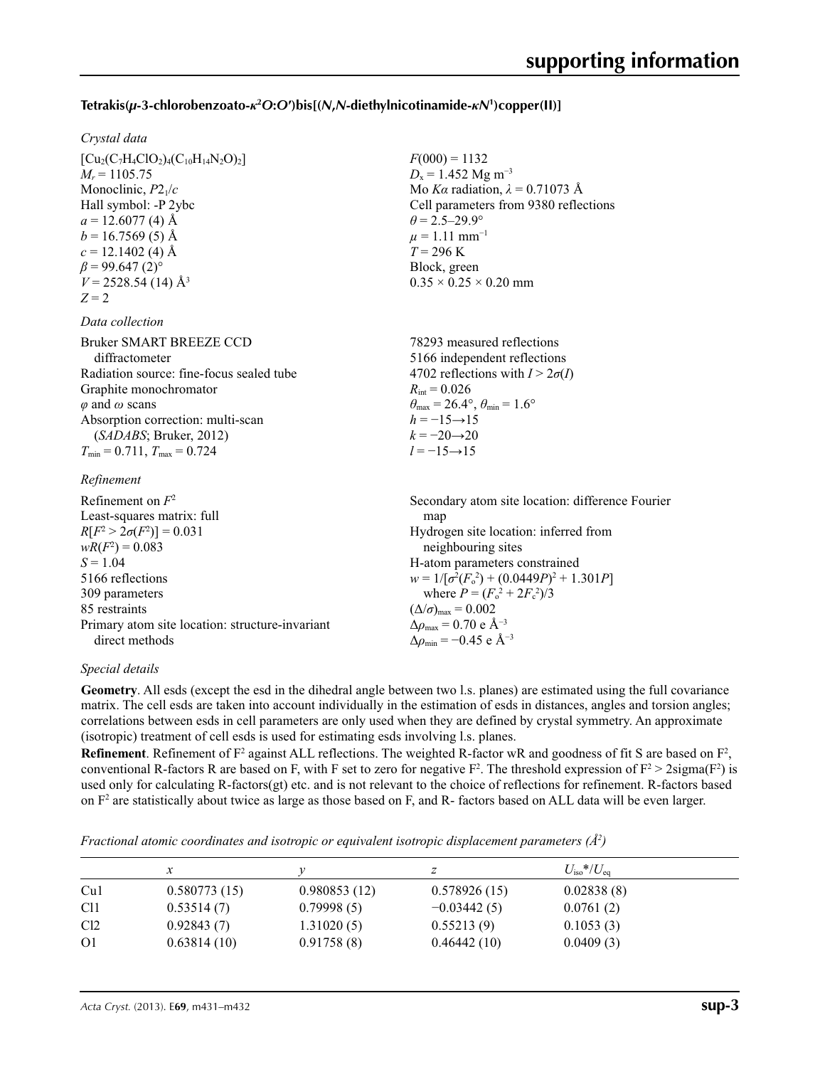### Tetrakis($\mu$-3-chlorobenzoato-$\kappa^2O$:$O'$)bis[($N$,$N$-diethylnicotinamide-$\kappa N^1$)copper(II)]

*Crystal data*

| | |
|---|---|
| $[Cu_2(C_7H_4ClO_2)_4(C_{10}H_{14}N_2O)_2]$ | $F(000) = 1132$ |
| $M_r = 1105.75$ | $D_x = 1.452$ Mg m$^{-3}$ |
| Monoclinic, $P2_1/c$ | Mo $K\alpha$ radiation, $\lambda = 0.71073$ Å |
| Hall symbol: -P 2ybc | Cell parameters from 9380 reflections |
| $a = 12.6077$ (4) Å | $\theta = 2.5$–$29.9°$ |
| $b = 16.7569$ (5) Å | $\mu = 1.11$ mm$^{-1}$ |
| $c = 12.1402$ (4) Å | $T = 296$ K |
| $\beta = 99.647$ (2)° | Block, green |
| $V = 2528.54$ (14) Å$^3$ | $0.35 \times 0.25 \times 0.20$ mm |
| $Z = 2$ | |

*Data collection*

| | |
|---|---|
| Bruker SMART BREEZE CCD diffractometer | 78293 measured reflections |
| Radiation source: fine-focus sealed tube | 5166 independent reflections |
| Graphite monochromator | 4702 reflections with $I > 2\sigma(I)$ |
| $\varphi$ and $\omega$ scans | $R_{int} = 0.026$ |
| Absorption correction: multi-scan (*SADABS*; Bruker, 2012) | $\theta_{max} = 26.4°$, $\theta_{min} = 1.6°$ |
| $T_{min} = 0.711$, $T_{max} = 0.724$ | $h = -15 \rightarrow 15$ |
| | $k = -20 \rightarrow 20$ |
| | $l = -15 \rightarrow 15$ |

*Refinement*

| | |
|---|---|
| Refinement on $F^2$ | Secondary atom site location: difference Fourier map |
| Least-squares matrix: full | Hydrogen site location: inferred from neighbouring sites |
| $R[F^2 > 2\sigma(F^2)] = 0.031$ | H-atom parameters constrained |
| $wR(F^2) = 0.083$ | $w = 1/[\sigma^2(F_o^2) + (0.0449P)^2 + 1.301P]$ where $P = (F_o^2 + 2F_c^2)/3$ |
| $S = 1.04$ | $(\Delta/\sigma)_{max} = 0.002$ |
| 5166 reflections | $\Delta\rho_{max} = 0.70$ e Å$^{-3}$ |
| 309 parameters | $\Delta\rho_{min} = -0.45$ e Å$^{-3}$ |
| 85 restraints | |
| Primary atom site location: structure-invariant direct methods | |

*Special details*

**Geometry**. All esds (except the esd in the dihedral angle between two l.s. planes) are estimated using the full covariance matrix. The cell esds are taken into account individually in the estimation of esds in distances, angles and torsion angles; correlations between esds in cell parameters are only used when they are defined by crystal symmetry. An approximate (isotropic) treatment of cell esds is used for estimating esds involving l.s. planes.

**Refinement**. Refinement of F$^2$ against ALL reflections. The weighted R-factor wR and goodness of fit S are based on F$^2$, conventional R-factors R are based on F, with F set to zero for negative F$^2$. The threshold expression of F$^2$ > 2sigma(F$^2$) is used only for calculating R-factors(gt) etc. and is not relevant to the choice of reflections for refinement. R-factors based on F$^2$ are statistically about twice as large as those based on F, and R- factors based on ALL data will be even larger.

*Fractional atomic coordinates and isotropic or equivalent isotropic displacement parameters (Å$^2$)*

| | $x$ | $y$ | $z$ | $U_{iso}$*/$U_{eq}$ |
|---|---|---|---|---|
| Cu1 | 0.580773 (15) | 0.980853 (12) | 0.578926 (15) | 0.02838 (8) |
| Cl1 | 0.53514 (7) | 0.79998 (5) | −0.03442 (5) | 0.0761 (2) |
| Cl2 | 0.92843 (7) | 1.31020 (5) | 0.55213 (9) | 0.1053 (3) |
| O1 | 0.63814 (10) | 0.91758 (8) | 0.46442 (10) | 0.0409 (3) |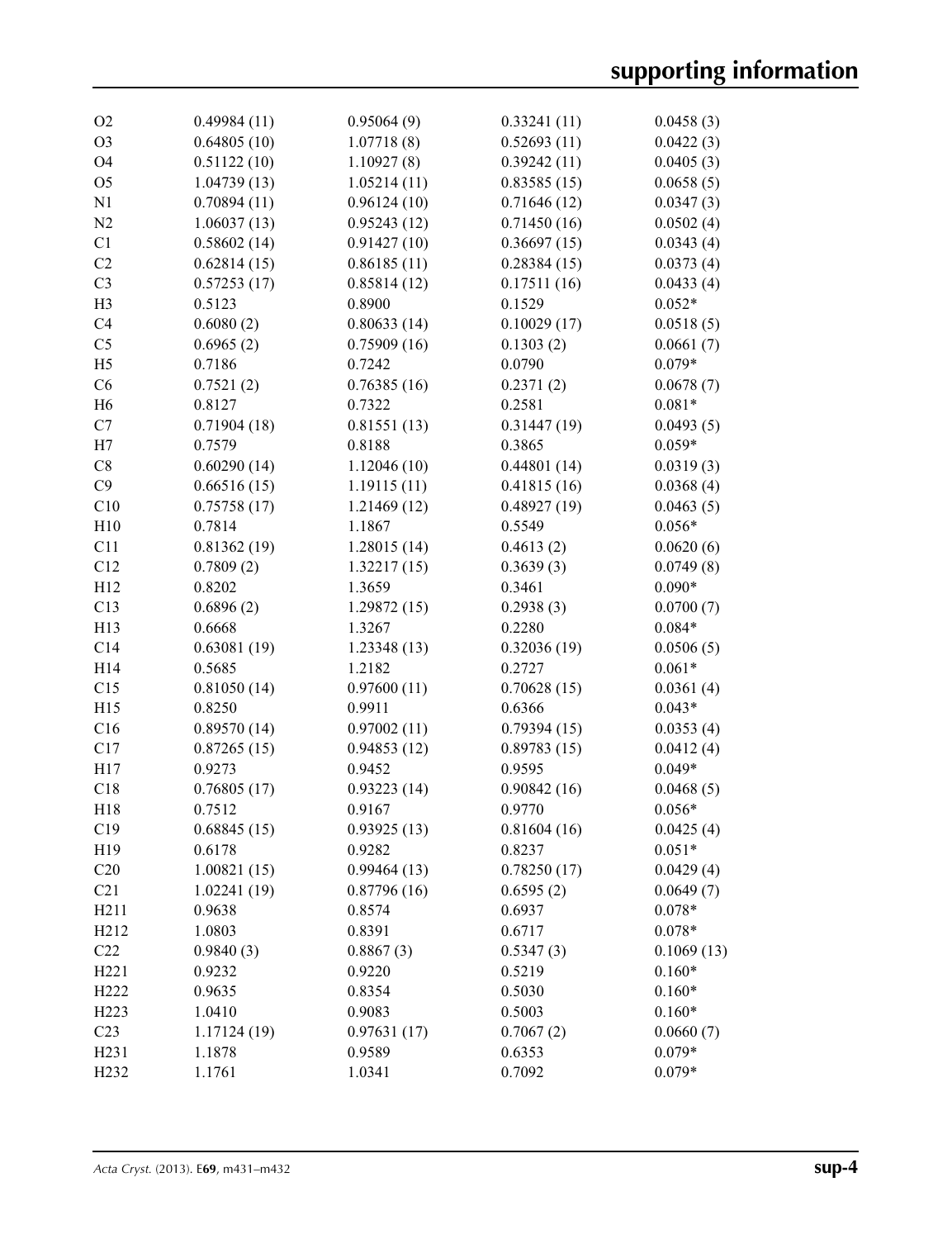| | | | | |
|---|---|---|---|---|
| O2 | 0.49984 (11) | 0.95064 (9) | 0.33241 (11) | 0.0458 (3) |
| O3 | 0.64805 (10) | 1.07718 (8) | 0.52693 (11) | 0.0422 (3) |
| O4 | 0.51122 (10) | 1.10927 (8) | 0.39242 (11) | 0.0405 (3) |
| O5 | 1.04739 (13) | 1.05214 (11) | 0.83585 (15) | 0.0658 (5) |
| N1 | 0.70894 (11) | 0.96124 (10) | 0.71646 (12) | 0.0347 (3) |
| N2 | 1.06037 (13) | 0.95243 (12) | 0.71450 (16) | 0.0502 (4) |
| C1 | 0.58602 (14) | 0.91427 (10) | 0.36697 (15) | 0.0343 (4) |
| C2 | 0.62814 (15) | 0.86185 (11) | 0.28384 (15) | 0.0373 (4) |
| C3 | 0.57253 (17) | 0.85814 (12) | 0.17511 (16) | 0.0433 (4) |
| H3 | 0.5123 | 0.8900 | 0.1529 | 0.052* |
| C4 | 0.6080 (2) | 0.80633 (14) | 0.10029 (17) | 0.0518 (5) |
| C5 | 0.6965 (2) | 0.75909 (16) | 0.1303 (2) | 0.0661 (7) |
| H5 | 0.7186 | 0.7242 | 0.0790 | 0.079* |
| C6 | 0.7521 (2) | 0.76385 (16) | 0.2371 (2) | 0.0678 (7) |
| H6 | 0.8127 | 0.7322 | 0.2581 | 0.081* |
| C7 | 0.71904 (18) | 0.81551 (13) | 0.31447 (19) | 0.0493 (5) |
| H7 | 0.7579 | 0.8188 | 0.3865 | 0.059* |
| C8 | 0.60290 (14) | 1.12046 (10) | 0.44801 (14) | 0.0319 (3) |
| C9 | 0.66516 (15) | 1.19115 (11) | 0.41815 (16) | 0.0368 (4) |
| C10 | 0.75758 (17) | 1.21469 (12) | 0.48927 (19) | 0.0463 (5) |
| H10 | 0.7814 | 1.1867 | 0.5549 | 0.056* |
| C11 | 0.81362 (19) | 1.28015 (14) | 0.4613 (2) | 0.0620 (6) |
| C12 | 0.7809 (2) | 1.32217 (15) | 0.3639 (3) | 0.0749 (8) |
| H12 | 0.8202 | 1.3659 | 0.3461 | 0.090* |
| C13 | 0.6896 (2) | 1.29872 (15) | 0.2938 (3) | 0.0700 (7) |
| H13 | 0.6668 | 1.3267 | 0.2280 | 0.084* |
| C14 | 0.63081 (19) | 1.23348 (13) | 0.32036 (19) | 0.0506 (5) |
| H14 | 0.5685 | 1.2182 | 0.2727 | 0.061* |
| C15 | 0.81050 (14) | 0.97600 (11) | 0.70628 (15) | 0.0361 (4) |
| H15 | 0.8250 | 0.9911 | 0.6366 | 0.043* |
| C16 | 0.89570 (14) | 0.97002 (11) | 0.79394 (15) | 0.0353 (4) |
| C17 | 0.87265 (15) | 0.94853 (12) | 0.89783 (15) | 0.0412 (4) |
| H17 | 0.9273 | 0.9452 | 0.9595 | 0.049* |
| C18 | 0.76805 (17) | 0.93223 (14) | 0.90842 (16) | 0.0468 (5) |
| H18 | 0.7512 | 0.9167 | 0.9770 | 0.056* |
| C19 | 0.68845 (15) | 0.93925 (13) | 0.81604 (16) | 0.0425 (4) |
| H19 | 0.6178 | 0.9282 | 0.8237 | 0.051* |
| C20 | 1.00821 (15) | 0.99464 (13) | 0.78250 (17) | 0.0429 (4) |
| C21 | 1.02241 (19) | 0.87796 (16) | 0.6595 (2) | 0.0649 (7) |
| H211 | 0.9638 | 0.8574 | 0.6937 | 0.078* |
| H212 | 1.0803 | 0.8391 | 0.6717 | 0.078* |
| C22 | 0.9840 (3) | 0.8867 (3) | 0.5347 (3) | 0.1069 (13) |
| H221 | 0.9232 | 0.9220 | 0.5219 | 0.160* |
| H222 | 0.9635 | 0.8354 | 0.5030 | 0.160* |
| H223 | 1.0410 | 0.9083 | 0.5003 | 0.160* |
| C23 | 1.17124 (19) | 0.97631 (17) | 0.7067 (2) | 0.0660 (7) |
| H231 | 1.1878 | 0.9589 | 0.6353 | 0.079* |
| H232 | 1.1761 | 1.0341 | 0.7092 | 0.079* |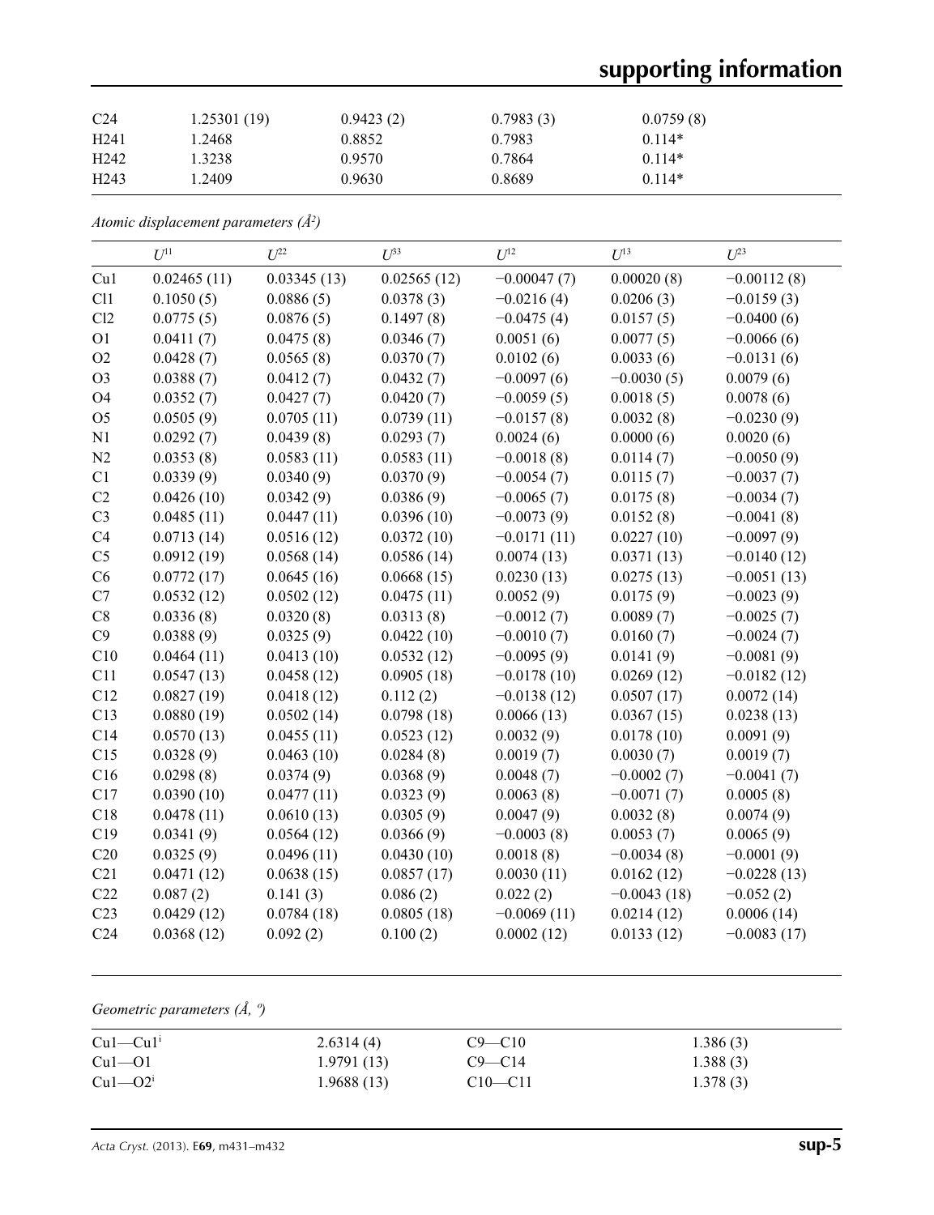| C24 | 1.25301 (19) | 0.9423 (2) | 0.7983 (3) | 0.0759 (8) |
|---|---|---|---|---|
| H241 | 1.2468 | 0.8852 | 0.7983 | 0.114* |
| H242 | 1.3238 | 0.9570 | 0.7864 | 0.114* |
| H243 | 1.2409 | 0.9630 | 0.8689 | 0.114* |

*Atomic displacement parameters (Å²)*

| | $U^{11}$ | $U^{22}$ | $U^{33}$ | $U^{12}$ | $U^{13}$ | $U^{23}$ |
|---|---|---|---|---|---|---|
| Cu1 | 0.02465 (11) | 0.03345 (13) | 0.02565 (12) | −0.00047 (7) | 0.00020 (8) | −0.00112 (8) |
| Cl1 | 0.1050 (5) | 0.0886 (5) | 0.0378 (3) | −0.0216 (4) | 0.0206 (3) | −0.0159 (3) |
| Cl2 | 0.0775 (5) | 0.0876 (5) | 0.1497 (8) | −0.0475 (4) | 0.0157 (5) | −0.0400 (6) |
| O1 | 0.0411 (7) | 0.0475 (8) | 0.0346 (7) | 0.0051 (6) | 0.0077 (5) | −0.0066 (6) |
| O2 | 0.0428 (7) | 0.0565 (8) | 0.0370 (7) | 0.0102 (6) | 0.0033 (6) | −0.0131 (6) |
| O3 | 0.0388 (7) | 0.0412 (7) | 0.0432 (7) | −0.0097 (6) | −0.0030 (5) | 0.0079 (6) |
| O4 | 0.0352 (7) | 0.0427 (7) | 0.0420 (7) | −0.0059 (5) | 0.0018 (5) | 0.0078 (6) |
| O5 | 0.0505 (9) | 0.0705 (11) | 0.0739 (11) | −0.0157 (8) | 0.0032 (8) | −0.0230 (9) |
| N1 | 0.0292 (7) | 0.0439 (8) | 0.0293 (7) | 0.0024 (6) | 0.0000 (6) | 0.0020 (6) |
| N2 | 0.0353 (8) | 0.0583 (11) | 0.0583 (11) | −0.0018 (8) | 0.0114 (7) | −0.0050 (9) |
| C1 | 0.0339 (9) | 0.0340 (9) | 0.0370 (9) | −0.0054 (7) | 0.0115 (7) | −0.0037 (7) |
| C2 | 0.0426 (10) | 0.0342 (9) | 0.0386 (9) | −0.0065 (7) | 0.0175 (8) | −0.0034 (7) |
| C3 | 0.0485 (11) | 0.0447 (11) | 0.0396 (10) | −0.0073 (9) | 0.0152 (8) | −0.0041 (8) |
| C4 | 0.0713 (14) | 0.0516 (12) | 0.0372 (10) | −0.0171 (11) | 0.0227 (10) | −0.0097 (9) |
| C5 | 0.0912 (19) | 0.0568 (14) | 0.0586 (14) | 0.0074 (13) | 0.0371 (13) | −0.0140 (12) |
| C6 | 0.0772 (17) | 0.0645 (16) | 0.0668 (15) | 0.0230 (13) | 0.0275 (13) | −0.0051 (13) |
| C7 | 0.0532 (12) | 0.0502 (12) | 0.0475 (11) | 0.0052 (9) | 0.0175 (9) | −0.0023 (9) |
| C8 | 0.0336 (8) | 0.0320 (8) | 0.0313 (8) | −0.0012 (7) | 0.0089 (7) | −0.0025 (7) |
| C9 | 0.0388 (9) | 0.0325 (9) | 0.0422 (10) | −0.0010 (7) | 0.0160 (7) | −0.0024 (7) |
| C10 | 0.0464 (11) | 0.0413 (10) | 0.0532 (12) | −0.0095 (9) | 0.0141 (9) | −0.0081 (9) |
| C11 | 0.0547 (13) | 0.0458 (12) | 0.0905 (18) | −0.0178 (10) | 0.0269 (12) | −0.0182 (12) |
| C12 | 0.0827 (19) | 0.0418 (12) | 0.112 (2) | −0.0138 (12) | 0.0507 (17) | 0.0072 (14) |
| C13 | 0.0880 (19) | 0.0502 (14) | 0.0798 (18) | 0.0066 (13) | 0.0367 (15) | 0.0238 (13) |
| C14 | 0.0570 (13) | 0.0455 (11) | 0.0523 (12) | 0.0032 (9) | 0.0178 (10) | 0.0091 (9) |
| C15 | 0.0328 (9) | 0.0463 (10) | 0.0284 (8) | 0.0019 (7) | 0.0030 (7) | 0.0019 (7) |
| C16 | 0.0298 (8) | 0.0374 (9) | 0.0368 (9) | 0.0048 (7) | −0.0002 (7) | −0.0041 (7) |
| C17 | 0.0390 (10) | 0.0477 (11) | 0.0323 (9) | 0.0063 (8) | −0.0071 (7) | 0.0005 (8) |
| C18 | 0.0478 (11) | 0.0610 (13) | 0.0305 (9) | 0.0047 (9) | 0.0032 (8) | 0.0074 (9) |
| C19 | 0.0341 (9) | 0.0564 (12) | 0.0366 (9) | −0.0003 (8) | 0.0053 (7) | 0.0065 (9) |
| C20 | 0.0325 (9) | 0.0496 (11) | 0.0430 (10) | 0.0018 (8) | −0.0034 (8) | −0.0001 (9) |
| C21 | 0.0471 (12) | 0.0638 (15) | 0.0857 (17) | 0.0030 (11) | 0.0162 (12) | −0.0228 (13) |
| C22 | 0.087 (2) | 0.141 (3) | 0.086 (2) | 0.022 (2) | −0.0043 (18) | −0.052 (2) |
| C23 | 0.0429 (12) | 0.0784 (18) | 0.0805 (18) | −0.0069 (11) | 0.0214 (12) | 0.0006 (14) |
| C24 | 0.0368 (12) | 0.092 (2) | 0.100 (2) | 0.0002 (12) | 0.0133 (12) | −0.0083 (17) |

*Geometric parameters (Å, º)*

| | | | |
|---|---|---|---|
| Cu1—Cu1$^{i}$ | 2.6314 (4) | C9—C10 | 1.386 (3) |
| Cu1—O1 | 1.9791 (13) | C9—C14 | 1.388 (3) |
| Cu1—O2$^{i}$ | 1.9688 (13) | C10—C11 | 1.378 (3) |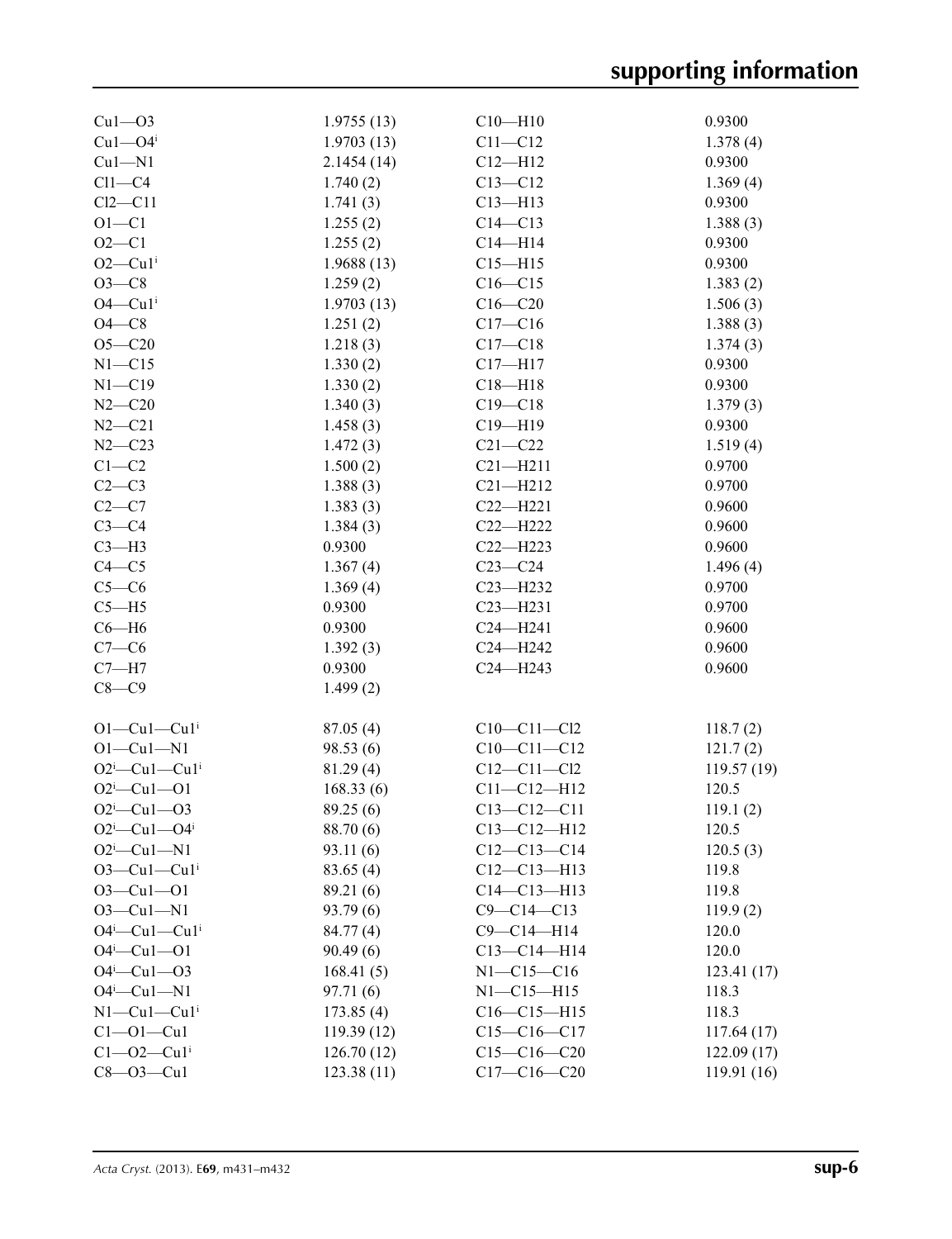| | | | |
|---|---|---|---|
| Cu1—O3 | 1.9755 (13) | C10—H10 | 0.9300 |
| Cu1—O4$^{i}$ | 1.9703 (13) | C11—C12 | 1.378 (4) |
| Cu1—N1 | 2.1454 (14) | C12—H12 | 0.9300 |
| Cl1—C4 | 1.740 (2) | C13—C12 | 1.369 (4) |
| Cl2—C11 | 1.741 (3) | C13—H13 | 0.9300 |
| O1—C1 | 1.255 (2) | C14—C13 | 1.388 (3) |
| O2—C1 | 1.255 (2) | C14—H14 | 0.9300 |
| O2—Cu1$^{i}$ | 1.9688 (13) | C15—H15 | 0.9300 |
| O3—C8 | 1.259 (2) | C16—C15 | 1.383 (2) |
| O4—Cu1$^{i}$ | 1.9703 (13) | C16—C20 | 1.506 (3) |
| O4—C8 | 1.251 (2) | C17—C16 | 1.388 (3) |
| O5—C20 | 1.218 (3) | C17—C18 | 1.374 (3) |
| N1—C15 | 1.330 (2) | C17—H17 | 0.9300 |
| N1—C19 | 1.330 (2) | C18—H18 | 0.9300 |
| N2—C20 | 1.340 (3) | C19—C18 | 1.379 (3) |
| N2—C21 | 1.458 (3) | C19—H19 | 0.9300 |
| N2—C23 | 1.472 (3) | C21—C22 | 1.519 (4) |
| C1—C2 | 1.500 (2) | C21—H211 | 0.9700 |
| C2—C3 | 1.388 (3) | C21—H212 | 0.9700 |
| C2—C7 | 1.383 (3) | C22—H221 | 0.9600 |
| C3—C4 | 1.384 (3) | C22—H222 | 0.9600 |
| C3—H3 | 0.9300 | C22—H223 | 0.9600 |
| C4—C5 | 1.367 (4) | C23—C24 | 1.496 (4) |
| C5—C6 | 1.369 (4) | C23—H232 | 0.9700 |
| C5—H5 | 0.9300 | C23—H231 | 0.9700 |
| C6—H6 | 0.9300 | C24—H241 | 0.9600 |
| C7—C6 | 1.392 (3) | C24—H242 | 0.9600 |
| C7—H7 | 0.9300 | C24—H243 | 0.9600 |
| C8—C9 | 1.499 (2) | | |
| | | | |
| O1—Cu1—Cu1$^{i}$ | 87.05 (4) | C10—C11—Cl2 | 118.7 (2) |
| O1—Cu1—N1 | 98.53 (6) | C10—C11—C12 | 121.7 (2) |
| O2$^{i}$—Cu1—Cu1$^{i}$ | 81.29 (4) | C12—C11—Cl2 | 119.57 (19) |
| O2$^{i}$—Cu1—O1 | 168.33 (6) | C11—C12—H12 | 120.5 |
| O2$^{i}$—Cu1—O3 | 89.25 (6) | C13—C12—C11 | 119.1 (2) |
| O2$^{i}$—Cu1—O4$^{i}$ | 88.70 (6) | C13—C12—H12 | 120.5 |
| O2$^{i}$—Cu1—N1 | 93.11 (6) | C12—C13—C14 | 120.5 (3) |
| O3—Cu1—Cu1$^{i}$ | 83.65 (4) | C12—C13—H13 | 119.8 |
| O3—Cu1—O1 | 89.21 (6) | C14—C13—H13 | 119.8 |
| O3—Cu1—N1 | 93.79 (6) | C9—C14—C13 | 119.9 (2) |
| O4$^{i}$—Cu1—Cu1$^{i}$ | 84.77 (4) | C9—C14—H14 | 120.0 |
| O4$^{i}$—Cu1—O1 | 90.49 (6) | C13—C14—H14 | 120.0 |
| O4$^{i}$—Cu1—O3 | 168.41 (5) | N1—C15—C16 | 123.41 (17) |
| O4$^{i}$—Cu1—N1 | 97.71 (6) | N1—C15—H15 | 118.3 |
| N1—Cu1—Cu1$^{i}$ | 173.85 (4) | C16—C15—H15 | 118.3 |
| C1—O1—Cu1 | 119.39 (12) | C15—C16—C17 | 117.64 (17) |
| C1—O2—Cu1$^{i}$ | 126.70 (12) | C15—C16—C20 | 122.09 (17) |
| C8—O3—Cu1 | 123.38 (11) | C17—C16—C20 | 119.91 (16) |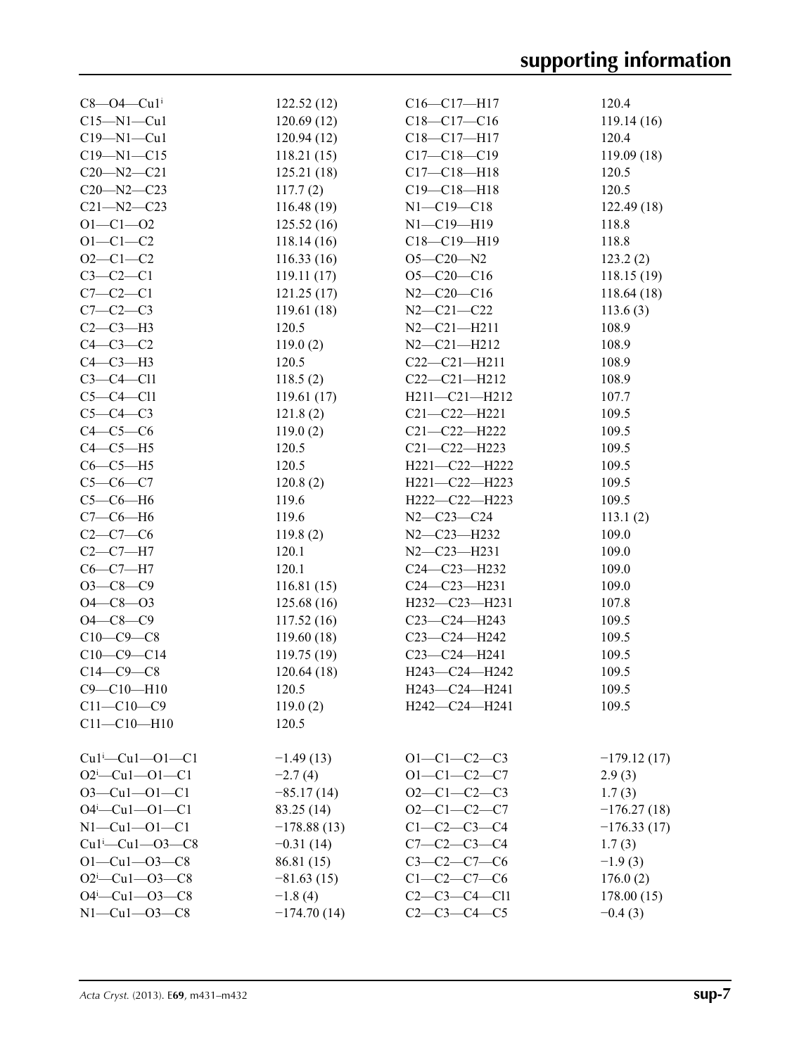| | | | |
|---|---|---|---|
| C8—O4—Cu1$^{i}$ | 122.52 (12) | C16—C17—H17 | 120.4 |
| C15—N1—Cu1 | 120.69 (12) | C18—C17—C16 | 119.14 (16) |
| C19—N1—Cu1 | 120.94 (12) | C18—C17—H17 | 120.4 |
| C19—N1—C15 | 118.21 (15) | C17—C18—C19 | 119.09 (18) |
| C20—N2—C21 | 125.21 (18) | C17—C18—H18 | 120.5 |
| C20—N2—C23 | 117.7 (2) | C19—C18—H18 | 120.5 |
| C21—N2—C23 | 116.48 (19) | N1—C19—C18 | 122.49 (18) |
| O1—C1—O2 | 125.52 (16) | N1—C19—H19 | 118.8 |
| O1—C1—C2 | 118.14 (16) | C18—C19—H19 | 118.8 |
| O2—C1—C2 | 116.33 (16) | O5—C20—N2 | 123.2 (2) |
| C3—C2—C1 | 119.11 (17) | O5—C20—C16 | 118.15 (19) |
| C7—C2—C1 | 121.25 (17) | N2—C20—C16 | 118.64 (18) |
| C7—C2—C3 | 119.61 (18) | N2—C21—C22 | 113.6 (3) |
| C2—C3—H3 | 120.5 | N2—C21—H211 | 108.9 |
| C4—C3—C2 | 119.0 (2) | N2—C21—H212 | 108.9 |
| C4—C3—H3 | 120.5 | C22—C21—H211 | 108.9 |
| C3—C4—Cl1 | 118.5 (2) | C22—C21—H212 | 108.9 |
| C5—C4—Cl1 | 119.61 (17) | H211—C21—H212 | 107.7 |
| C5—C4—C3 | 121.8 (2) | C21—C22—H221 | 109.5 |
| C4—C5—C6 | 119.0 (2) | C21—C22—H222 | 109.5 |
| C4—C5—H5 | 120.5 | C21—C22—H223 | 109.5 |
| C6—C5—H5 | 120.5 | H221—C22—H222 | 109.5 |
| C5—C6—C7 | 120.8 (2) | H221—C22—H223 | 109.5 |
| C5—C6—H6 | 119.6 | H222—C22—H223 | 109.5 |
| C7—C6—H6 | 119.6 | N2—C23—C24 | 113.1 (2) |
| C2—C7—C6 | 119.8 (2) | N2—C23—H232 | 109.0 |
| C2—C7—H7 | 120.1 | N2—C23—H231 | 109.0 |
| C6—C7—H7 | 120.1 | C24—C23—H232 | 109.0 |
| O3—C8—C9 | 116.81 (15) | C24—C23—H231 | 109.0 |
| O4—C8—O3 | 125.68 (16) | H232—C23—H231 | 107.8 |
| O4—C8—C9 | 117.52 (16) | C23—C24—H243 | 109.5 |
| C10—C9—C8 | 119.60 (18) | C23—C24—H242 | 109.5 |
| C10—C9—C14 | 119.75 (19) | C23—C24—H241 | 109.5 |
| C14—C9—C8 | 120.64 (18) | H243—C24—H242 | 109.5 |
| C9—C10—H10 | 120.5 | H243—C24—H241 | 109.5 |
| C11—C10—C9 | 119.0 (2) | H242—C24—H241 | 109.5 |
| C11—C10—H10 | 120.5 | | |
| | | | |
| Cu1$^{i}$—Cu1—O1—C1 | −1.49 (13) | O1—C1—C2—C3 | −179.12 (17) |
| O2$^{i}$—Cu1—O1—C1 | −2.7 (4) | O1—C1—C2—C7 | 2.9 (3) |
| O3—Cu1—O1—C1 | −85.17 (14) | O2—C1—C2—C3 | 1.7 (3) |
| O4$^{i}$—Cu1—O1—C1 | 83.25 (14) | O2—C1—C2—C7 | −176.27 (18) |
| N1—Cu1—O1—C1 | −178.88 (13) | C1—C2—C3—C4 | −176.33 (17) |
| Cu1$^{i}$—Cu1—O3—C8 | −0.31 (14) | C7—C2—C3—C4 | 1.7 (3) |
| O1—Cu1—O3—C8 | 86.81 (15) | C3—C2—C7—C6 | −1.9 (3) |
| O2$^{i}$—Cu1—O3—C8 | −81.63 (15) | C1—C2—C7—C6 | 176.0 (2) |
| O4$^{i}$—Cu1—O3—C8 | −1.8 (4) | C2—C3—C4—Cl1 | 178.00 (15) |
| N1—Cu1—O3—C8 | −174.70 (14) | C2—C3—C4—C5 | −0.4 (3) |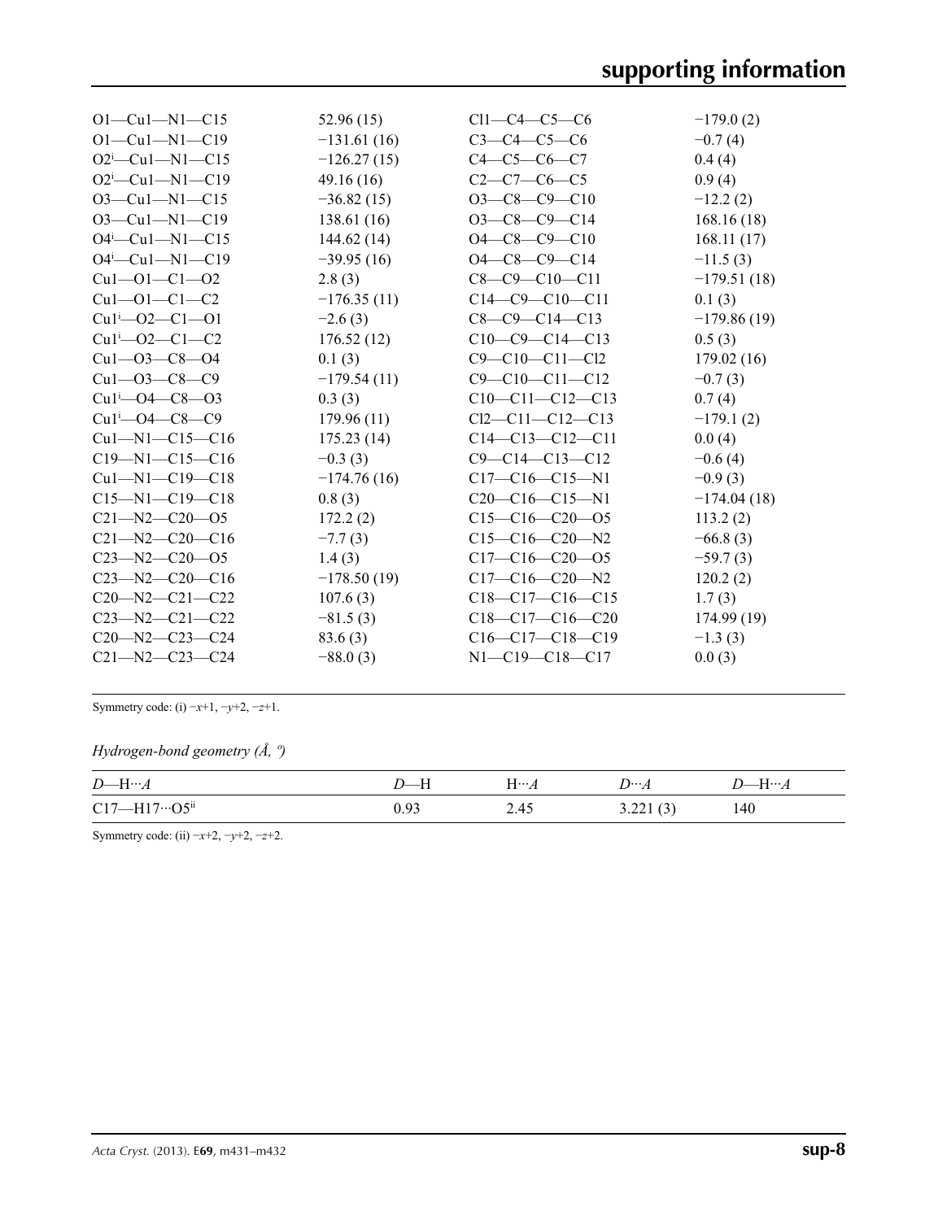| | | | |
|---|---|---|---|
| O1—Cu1—N1—C15 | 52.96 (15) | Cl1—C4—C5—C6 | −179.0 (2) |
| O1—Cu1—N1—C19 | −131.61 (16) | C3—C4—C5—C6 | −0.7 (4) |
| O2$^{i}$—Cu1—N1—C15 | −126.27 (15) | C4—C5—C6—C7 | 0.4 (4) |
| O2$^{i}$—Cu1—N1—C19 | 49.16 (16) | C2—C7—C6—C5 | 0.9 (4) |
| O3—Cu1—N1—C15 | −36.82 (15) | O3—C8—C9—C10 | −12.2 (2) |
| O3—Cu1—N1—C19 | 138.61 (16) | O3—C8—C9—C14 | 168.16 (18) |
| O4$^{i}$—Cu1—N1—C15 | 144.62 (14) | O4—C8—C9—C10 | 168.11 (17) |
| O4$^{i}$—Cu1—N1—C19 | −39.95 (16) | O4—C8—C9—C14 | −11.5 (3) |
| Cu1—O1—C1—O2 | 2.8 (3) | C8—C9—C10—C11 | −179.51 (18) |
| Cu1—O1—C1—C2 | −176.35 (11) | C14—C9—C10—C11 | 0.1 (3) |
| Cu1$^{i}$—O2—C1—O1 | −2.6 (3) | C8—C9—C14—C13 | −179.86 (19) |
| Cu1$^{i}$—O2—C1—C2 | 176.52 (12) | C10—C9—C14—C13 | 0.5 (3) |
| Cu1—O3—C8—O4 | 0.1 (3) | C9—C10—C11—Cl2 | 179.02 (16) |
| Cu1—O3—C8—C9 | −179.54 (11) | C9—C10—C11—C12 | −0.7 (3) |
| Cu1$^{i}$—O4—C8—O3 | 0.3 (3) | C10—C11—C12—C13 | 0.7 (4) |
| Cu1$^{i}$—O4—C8—C9 | 179.96 (11) | Cl2—C11—C12—C13 | −179.1 (2) |
| Cu1—N1—C15—C16 | 175.23 (14) | C14—C13—C12—C11 | 0.0 (4) |
| C19—N1—C15—C16 | −0.3 (3) | C9—C14—C13—C12 | −0.6 (4) |
| Cu1—N1—C19—C18 | −174.76 (16) | C17—C16—C15—N1 | −0.9 (3) |
| C15—N1—C19—C18 | 0.8 (3) | C20—C16—C15—N1 | −174.04 (18) |
| C21—N2—C20—O5 | 172.2 (2) | C15—C16—C20—O5 | 113.2 (2) |
| C21—N2—C20—C16 | −7.7 (3) | C15—C16—C20—N2 | −66.8 (3) |
| C23—N2—C20—O5 | 1.4 (3) | C17—C16—C20—O5 | −59.7 (3) |
| C23—N2—C20—C16 | −178.50 (19) | C17—C16—C20—N2 | 120.2 (2) |
| C20—N2—C21—C22 | 107.6 (3) | C18—C17—C16—C15 | 1.7 (3) |
| C23—N2—C21—C22 | −81.5 (3) | C18—C17—C16—C20 | 174.99 (19) |
| C20—N2—C23—C24 | 83.6 (3) | C16—C17—C18—C19 | −1.3 (3) |
| C21—N2—C23—C24 | −88.0 (3) | N1—C19—C18—C17 | 0.0 (3) |

Symmetry code: (i) −x+1, −y+2, −z+1.

*Hydrogen-bond geometry (Å, º)*

| *D*—H···*A* | *D*—H | H···*A* | *D*···*A* | *D*—H···*A* |
|---|---|---|---|---|
| C17—H17···O5$^{ii}$ | 0.93 | 2.45 | 3.221 (3) | 140 |

Symmetry code: (ii) −x+2, −y+2, −z+2.